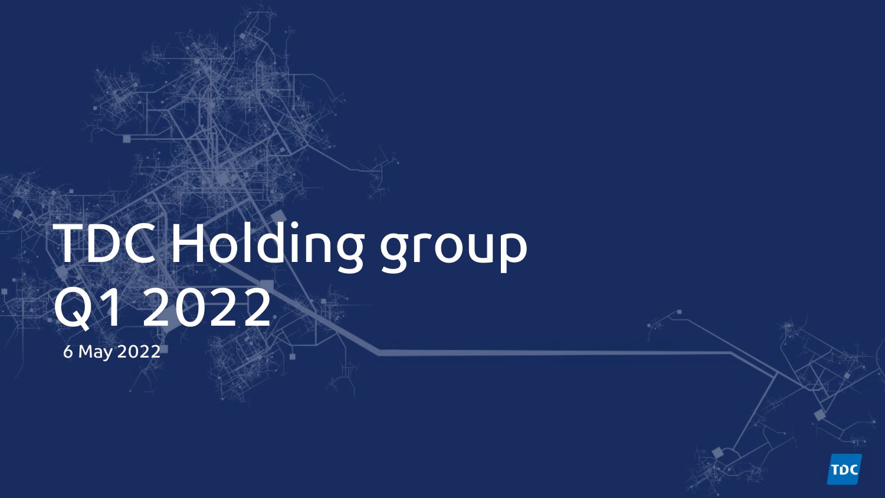# TDC Holding group Q1 2022

6 May 2022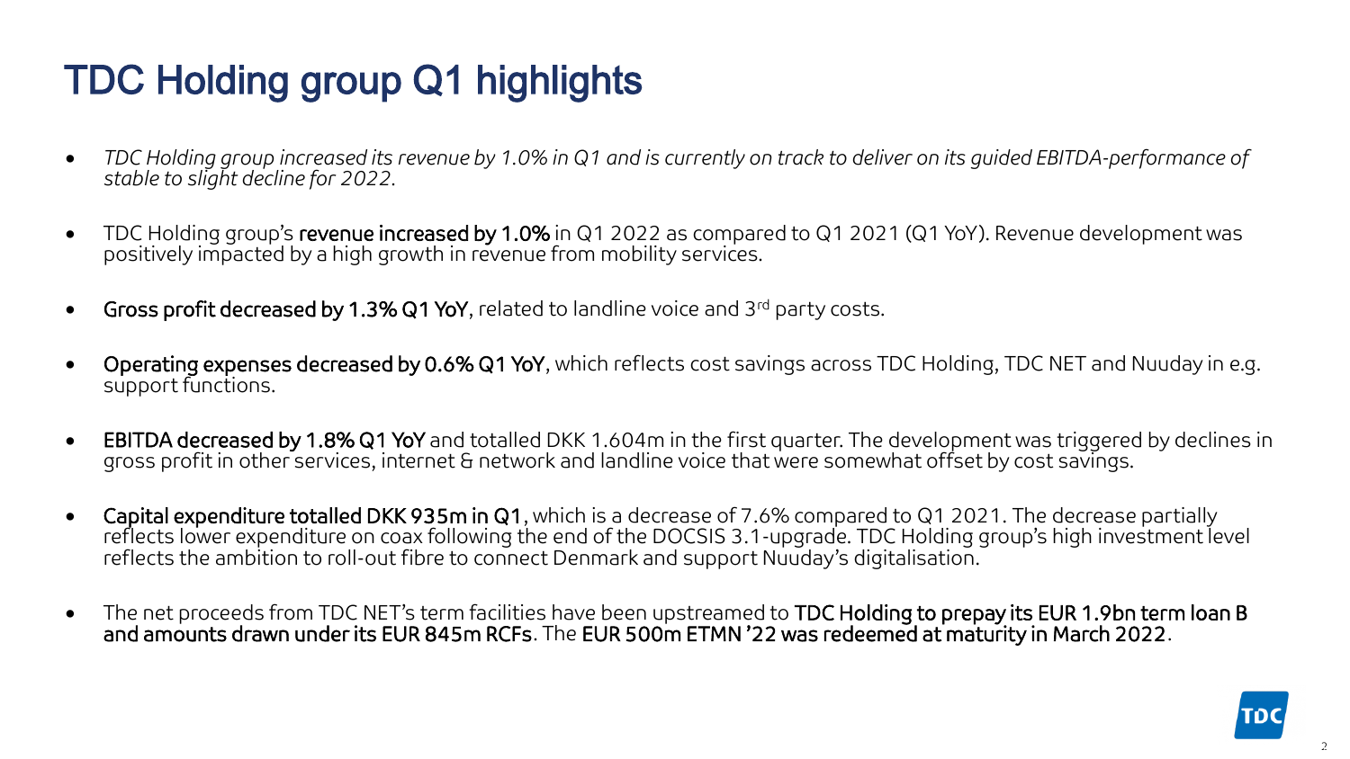# TDC Holding group Q1 highlights

- *TDC Holding group increased its revenue by 1.0% in Q1 and is currently on track to deliver on its guided EBITDA-performance of stable to slight decline for 2022.*
- TDC Holding group's **revenue increased by 1.0%** in Q1 2022 as compared to Q1 2021 (Q1 YoY). Revenue development was positively impacted by a high growth in revenue from mobility services.
- **Gross profit decreased by 1.3% Q1 YoY**, related to landline voice and 3rd party costs.
- **Operating expenses decreased by 0.6% Q1 YoY**, which reflects cost savings across TDC Holding, TDC NET and Nuuday in e.g. support functions.
- **EBITDA decreased by 1.8% Q1 YoY** and totalled DKK 1.604m in the first quarter. The development was triggered by declines in gross profit in other services, internet & network and landline voice that were somewhat offset by cost savings.
- **Capital expenditure totalled DKK 935m in Q1**, which is a decrease of 7.6% compared to Q1 2021. The decrease partially reflects lower expenditure on coax following the end of the DOCSIS 3.1-upgrade. TDC Holding group's high investment level reflects the ambition to roll-out fibre to connect Denmark and support Nuuday's digitalisation.
- The net proceeds from TDC NET's term facilities have been upstreamed to **TDC Holding to prepay its EUR 1.9bn term loan B and amounts drawn under its EUR 845m RCFs**. The **EUR 500m ETMN '22 was redeemed at maturity in March 2022**.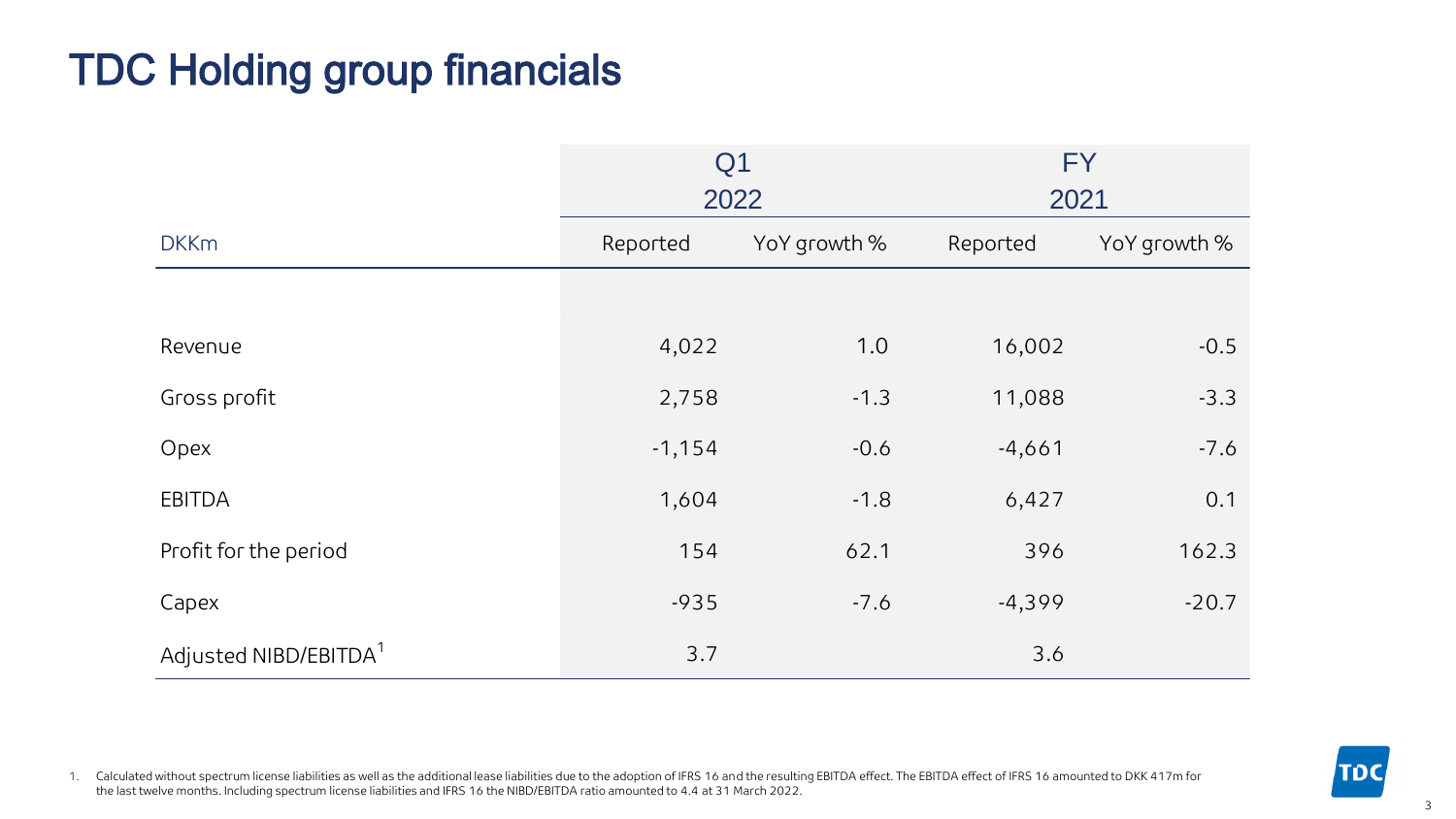# TDC Holding group financials

| DKKm | Q1 2022 | | FY 2021 | |
|---|---|---|---|---|
| | Reported | YoY growth % | Reported | YoY growth % |
| Revenue | 4,022 | 1.0 | 16,002 | -0.5 |
| Gross profit | 2,758 | -1.3 | 11,088 | -3.3 |
| Opex | -1,154 | -0.6 | -4,661 | -7.6 |
| EBITDA | 1,604 | -1.8 | 6,427 | 0.1 |
| Profit for the period | 154 | 62.1 | 396 | 162.3 |
| Capex | -935 | -7.6 | -4,399 | -20.7 |
| Adjusted NIBD/EBITDA[1] | 3.7 | | 3.6 | |

1. Calculated without spectrum license liabilities as well as the additional lease liabilities due to the adoption of IFRS 16 and the resulting EBITDA effect. The EBITDA effect of IFRS 16 amounted to DKK 417m for the last twelve months. Including spectrum license liabilities and IFRS 16 the NIBD/EBITDA ratio amounted to 4.4 at 31 March 2022.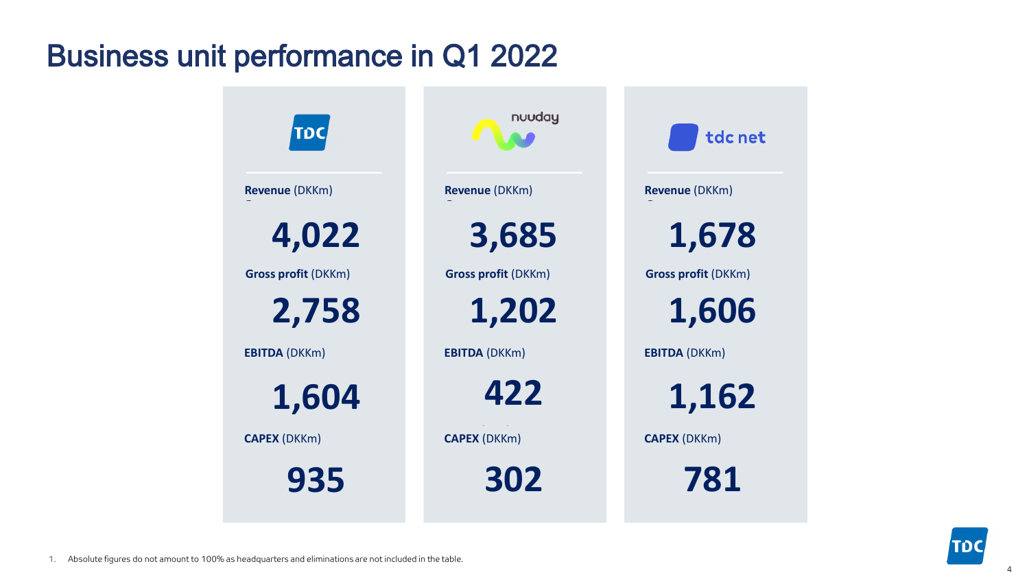# Business unit performance in Q1 2022

| | TDC | nuuday | tdc net |
|---|---|---|---|
| **Revenue** (DKKm) | 4,022 | 3,685 | 1,678 |
| **Gross profit** (DKKm) | 2,758 | 1,202 | 1,606 |
| **EBITDA** (DKKm) | 1,604 | 422 | 1,162 |
| **CAPEX** (DKKm) | 935 | 302 | 781 |

1. Absolute figures do not amount to 100% as headquarters and eliminations are not included in the table.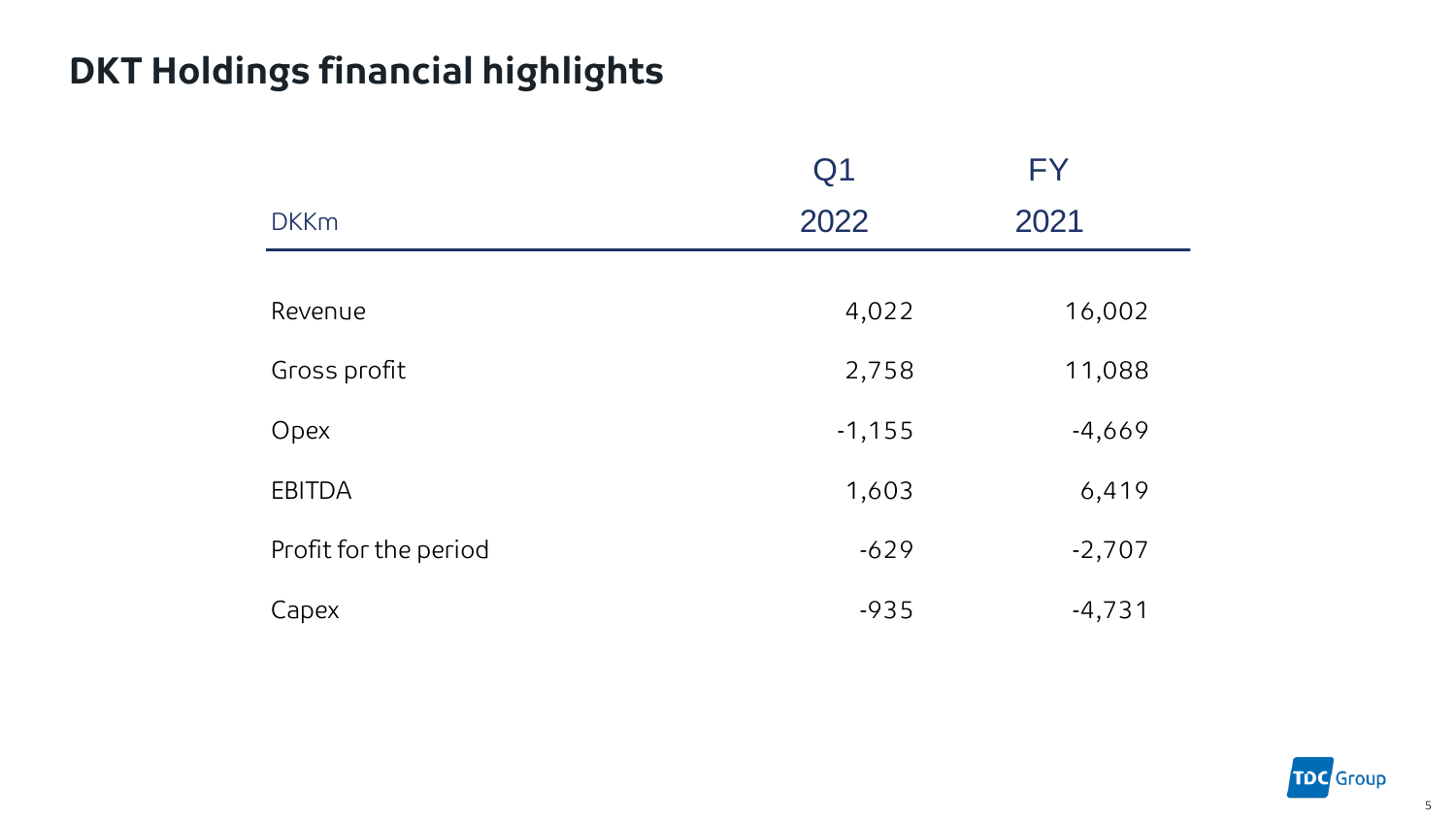# DKT Holdings financial highlights

| DKKm | Q1 2022 | FY 2021 |
|---|---|---|
| Revenue | 4,022 | 16,002 |
| Gross profit | 2,758 | 11,088 |
| Opex | -1,155 | -4,669 |
| EBITDA | 1,603 | 6,419 |
| Profit for the period | -629 | -2,707 |
| Capex | -935 | -4,731 |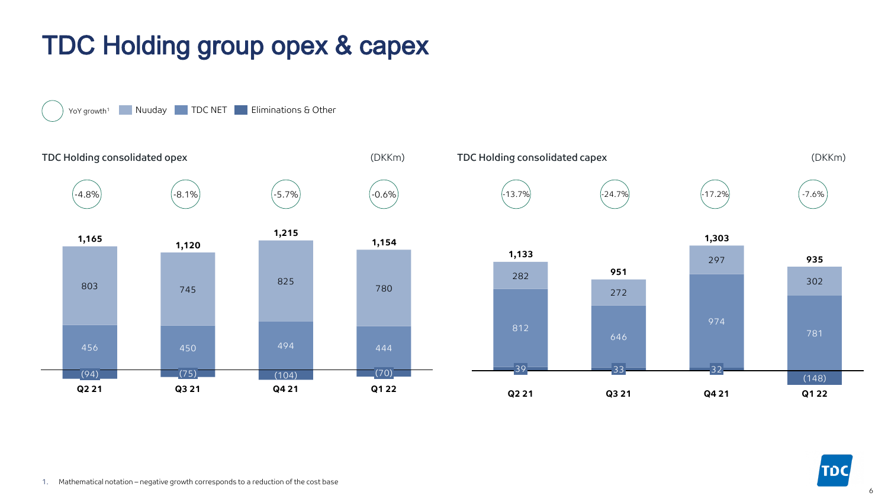# TDC Holding group opex & capex

YoY growth[1] | Nuuday | TDC NET | Eliminations & Other

## TDC Holding consolidated opex

(DKKm)

| | Q2 21 | Q3 21 | Q4 21 | Q1 22 |
|---|---|---|---|---|
| YoY growth[1] | -4.8% | -8.1% | -5.7% | -0.6% |
| Total | 1,165 | 1,120 | 1,215 | 1,154 |
| Nuuday | 803 | 745 | 825 | 780 |
| TDC NET | 456 | 450 | 494 | 444 |
| Eliminations & Other | (94) | (75) | (104) | (70) |

## TDC Holding consolidated capex

(DKKm)

| | Q2 21 | Q3 21 | Q4 21 | Q1 22 |
|---|---|---|---|---|
| YoY growth[1] | -13.7% | -24.7% | -17.2% | -7.6% |
| Total | 1,133 | 951 | 1,303 | 935 |
| Nuuday | 282 | 272 | 297 | 302 |
| TDC NET | 812 | 646 | 974 | 781 |
| Eliminations & Other | 39 | 33 | 32 | (148) |

1. Mathematical notation – negative growth corresponds to a reduction of the cost base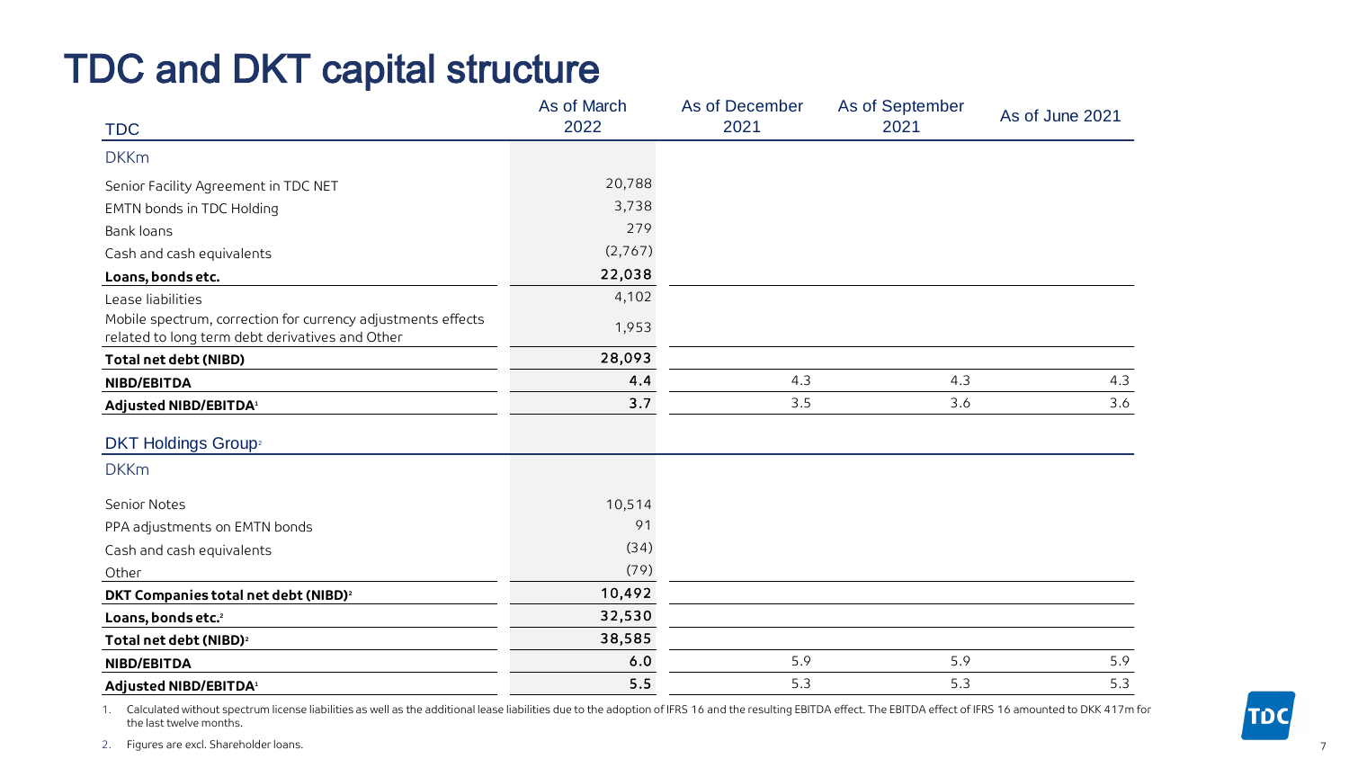# TDC and DKT capital structure

| TDC | As of March 2022 | As of December 2021 | As of September 2021 | As of June 2021 |
|---|---|---|---|---|
| DKKm | | | | |
| Senior Facility Agreement in TDC NET | 20,788 | | | |
| EMTN bonds in TDC Holding | 3,738 | | | |
| Bank loans | 279 | | | |
| Cash and cash equivalents | (2,767) | | | |
| **Loans, bonds etc.** | **22,038** | | | |
| Lease liabilities | 4,102 | | | |
| Mobile spectrum, correction for currency adjustments effects related to long term debt derivatives and Other | 1,953 | | | |
| **Total net debt (NIBD)** | **28,093** | | | |
| **NIBD/EBITDA** | **4.4** | 4.3 | 4.3 | 4.3 |
| **Adjusted NIBD/EBITDA**[1] | **3.7** | 3.5 | 3.6 | 3.6 |

| DKT Holdings Group[2] | As of March 2022 | As of December 2021 | As of September 2021 | As of June 2021 |
|---|---|---|---|---|
| DKKm | | | | |
| Senior Notes | 10,514 | | | |
| PPA adjustments on EMTN bonds | 91 | | | |
| Cash and cash equivalents | (34) | | | |
| Other | (79) | | | |
| **DKT Companies total net debt (NIBD)**[2] | **10,492** | | | |
| **Loans, bonds etc.**[2] | **32,530** | | | |
| **Total net debt (NIBD)**[2] | **38,585** | | | |
| **NIBD/EBITDA** | **6.0** | 5.9 | 5.9 | 5.9 |
| **Adjusted NIBD/EBITDA**[1] | **5.5** | 5.3 | 5.3 | 5.3 |

1. Calculated without spectrum license liabilities as well as the additional lease liabilities due to the adoption of IFRS 16 and the resulting EBITDA effect. The EBITDA effect of IFRS 16 amounted to DKK 417m for the last twelve months.
2. Figures are excl. Shareholder loans.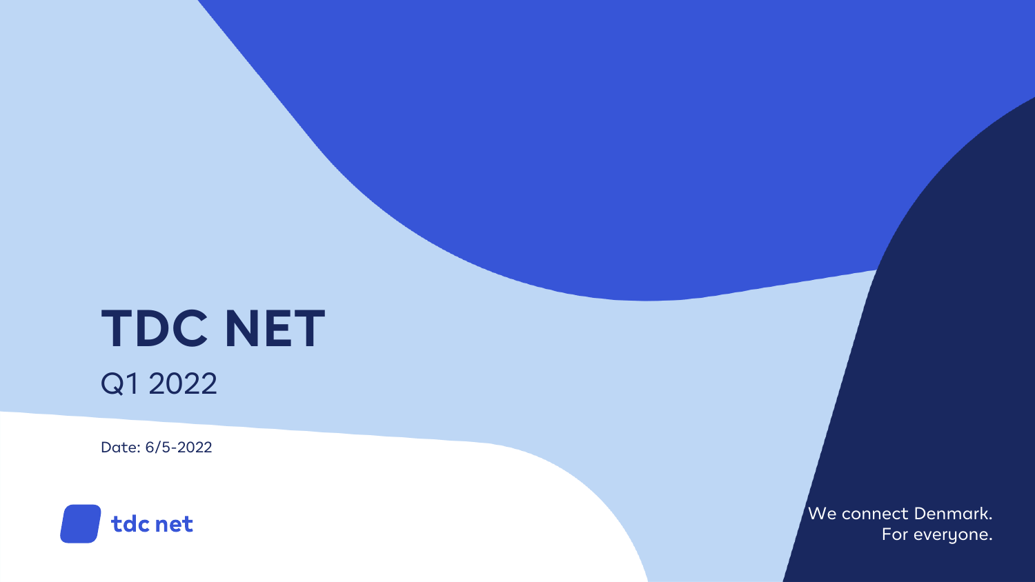# TDC NET

## Q1 2022

Date: 6/5-2022

tdc net

We connect Denmark.
For everyone.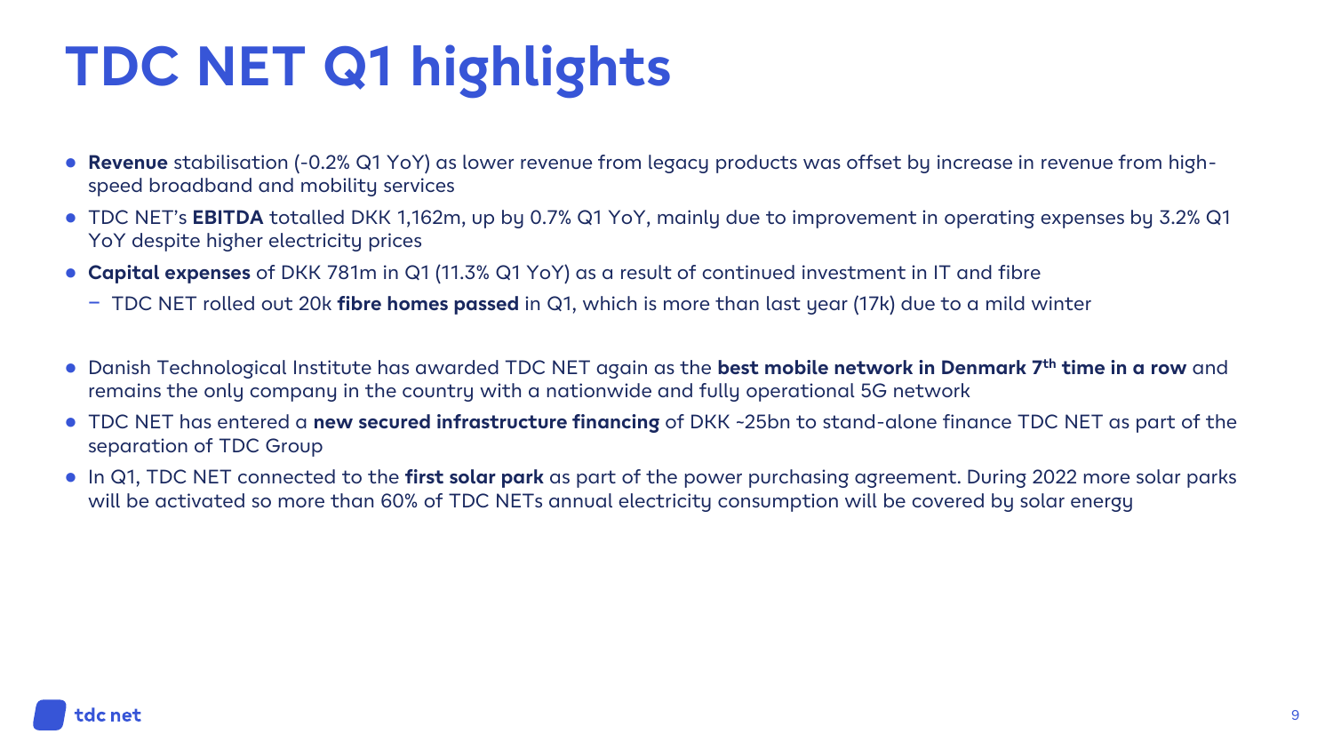# TDC NET Q1 highlights

- **Revenue** stabilisation (-0.2% Q1 YoY) as lower revenue from legacy products was offset by increase in revenue from high-speed broadband and mobility services
- TDC NET's **EBITDA** totalled DKK 1,162m, up by 0.7% Q1 YoY, mainly due to improvement in operating expenses by 3.2% Q1 YoY despite higher electricity prices
- **Capital expenses** of DKK 781m in Q1 (11.3% Q1 YoY) as a result of continued investment in IT and fibre
  - TDC NET rolled out 20k **fibre homes passed** in Q1, which is more than last year (17k) due to a mild winter

- Danish Technological Institute has awarded TDC NET again as the **best mobile network in Denmark 7th time in a row** and remains the only company in the country with a nationwide and fully operational 5G network
- TDC NET has entered a **new secured infrastructure financing** of DKK ~25bn to stand-alone finance TDC NET as part of the separation of TDC Group
- In Q1, TDC NET connected to the **first solar park** as part of the power purchasing agreement. During 2022 more solar parks will be activated so more than 60% of TDC NETs annual electricity consumption will be covered by solar energy

tdc net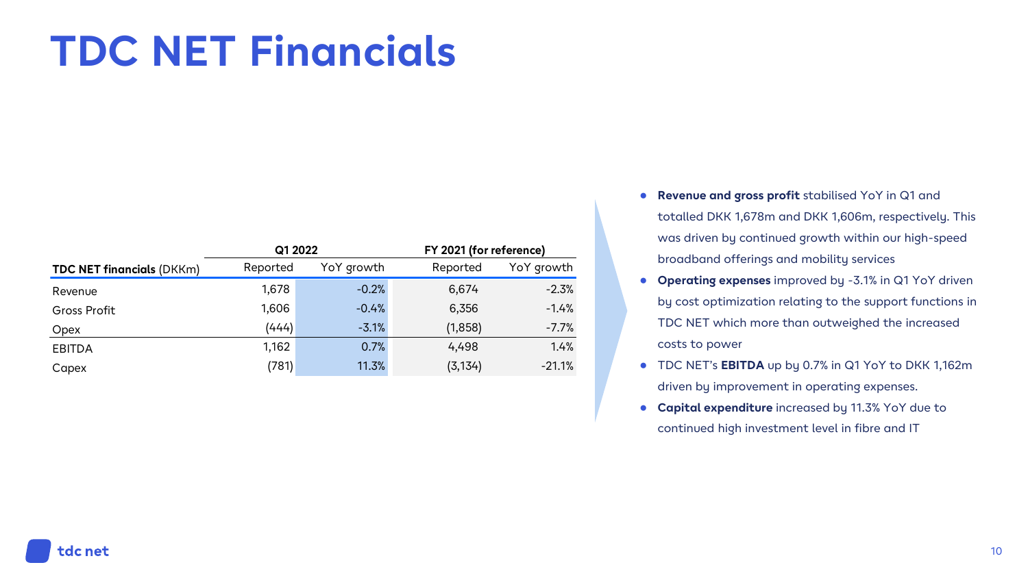# TDC NET Financials

| TDC NET financials (DKKm) | Q1 2022 | | FY 2021 (for reference) | |
|---|---|---|---|---|
| | Reported | YoY growth | Reported | YoY growth |
| Revenue | 1,678 | -0.2% | 6,674 | -2.3% |
| Gross Profit | 1,606 | -0.4% | 6,356 | -1.4% |
| Opex | (444) | -3.1% | (1,858) | -7.7% |
| EBITDA | 1,162 | 0.7% | 4,498 | 1.4% |
| Capex | (781) | 11.3% | (3,134) | -21.1% |

- **Revenue and gross profit** stabilised YoY in Q1 and totalled DKK 1,678m and DKK 1,606m, respectively. This was driven by continued growth within our high-speed broadband offerings and mobility services
- **Operating expenses** improved by -3.1% in Q1 YoY driven by cost optimization relating to the support functions in TDC NET which more than outweighed the increased costs to power
- TDC NET's **EBITDA** up by 0.7% in Q1 YoY to DKK 1,162m driven by improvement in operating expenses.
- **Capital expenditure** increased by 11.3% YoY due to continued high investment level in fibre and IT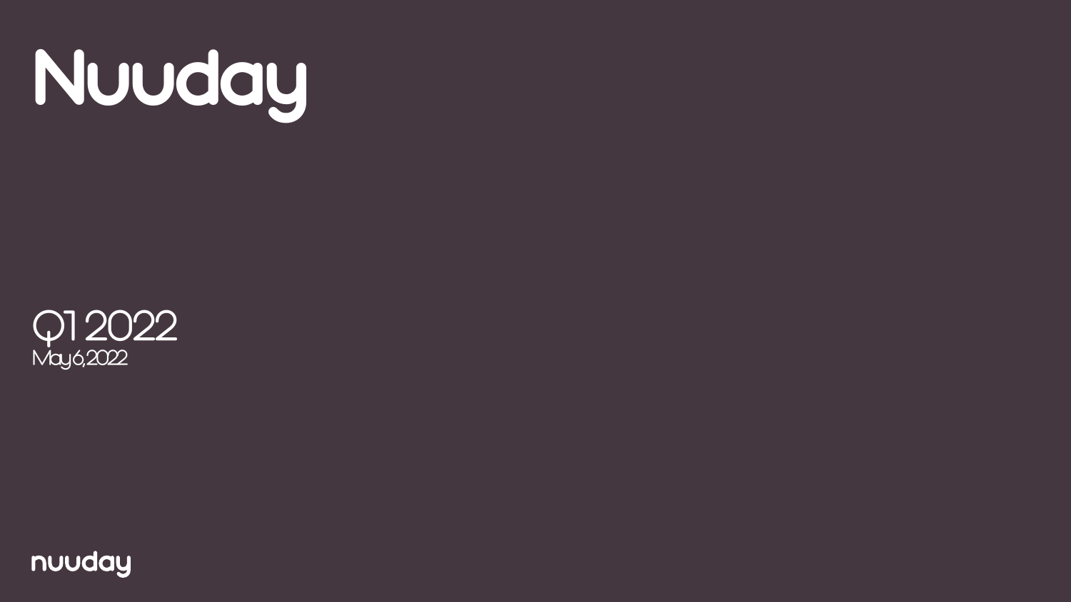# Nuuday

Q1 2022

May 6, 2022

nuuday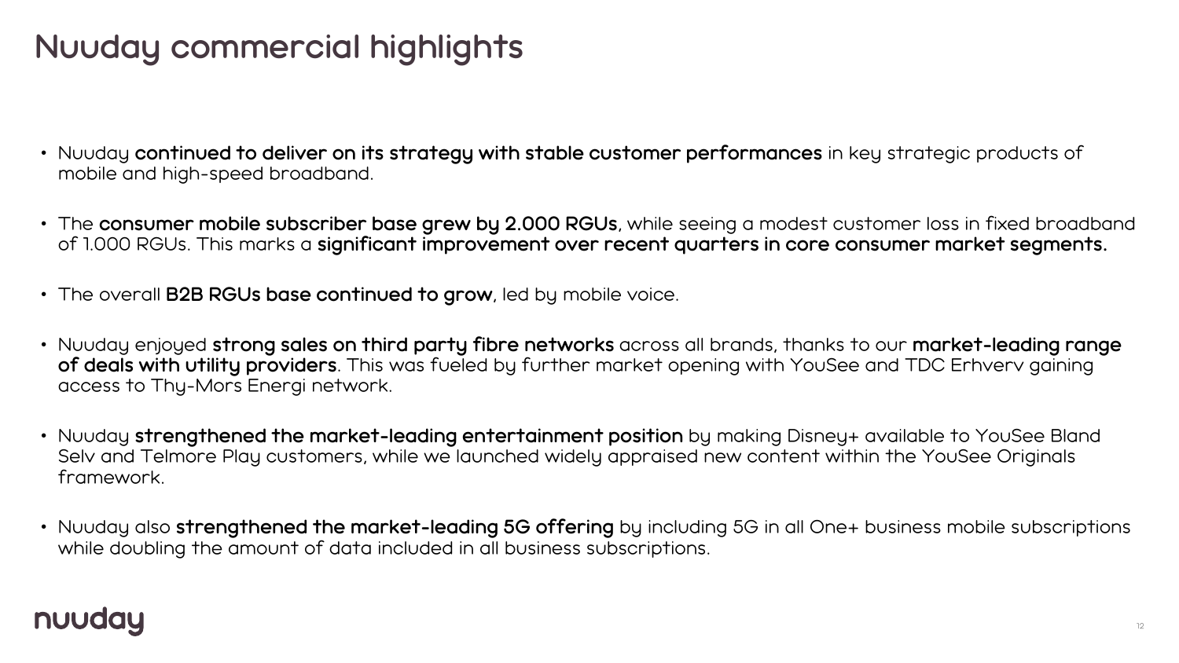# Nuuday commercial highlights

- Nuuday **continued to deliver on its strategy with stable customer performances** in key strategic products of mobile and high-speed broadband.
- The **consumer mobile subscriber base grew by 2.000 RGUs**, while seeing a modest customer loss in fixed broadband of 1.000 RGUs. This marks a **significant improvement over recent quarters in core consumer market segments.**
- The overall **B2B RGUs base continued to grow**, led by mobile voice.
- Nuuday enjoyed **strong sales on third party fibre networks** across all brands, thanks to our **market-leading range of deals with utility providers**. This was fueled by further market opening with YouSee and TDC Erhverv gaining access to Thy-Mors Energi network.
- Nuuday **strengthened the market-leading entertainment position** by making Disney+ available to YouSee Bland Selv and Telmore Play customers, while we launched widely appraised new content within the YouSee Originals framework.
- Nuuday also **strengthened the market-leading 5G offering** by including 5G in all One+ business mobile subscriptions while doubling the amount of data included in all business subscriptions.

nuuday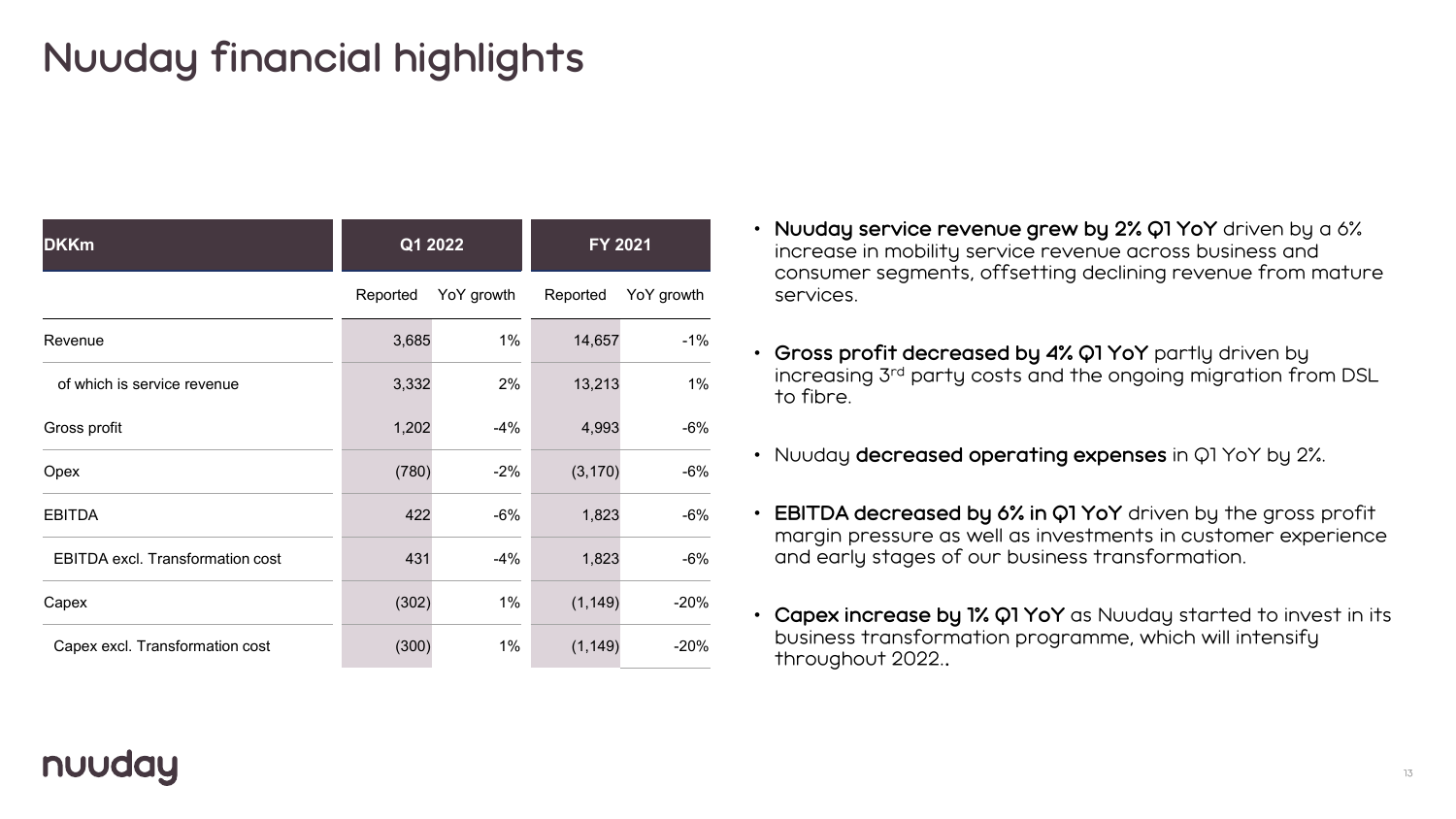# Nuuday financial highlights

| DKKm | Q1 2022 | | FY 2021 | |
|---|---|---|---|---|
| | Reported | YoY growth | Reported | YoY growth |
| Revenue | 3,685 | 1% | 14,657 | -1% |
| of which is service revenue | 3,332 | 2% | 13,213 | 1% |
| Gross profit | 1,202 | -4% | 4,993 | -6% |
| Opex | (780) | -2% | (3,170) | -6% |
| EBITDA | 422 | -6% | 1,823 | -6% |
| EBITDA excl. Transformation cost | 431 | -4% | 1,823 | -6% |
| Capex | (302) | 1% | (1,149) | -20% |
| Capex excl. Transformation cost | (300) | 1% | (1,149) | -20% |

- **Nuuday service revenue grew by 2% Q1 YoY** driven by a 6% increase in mobility service revenue across business and consumer segments, offsetting declining revenue from mature services.
- **Gross profit decreased by 4% Q1 YoY** partly driven by increasing 3rd party costs and the ongoing migration from DSL to fibre.
- Nuuday **decreased operating expenses** in Q1 YoY by 2%.
- **EBITDA decreased by 6% in Q1 YoY** driven by the gross profit margin pressure as well as investments in customer experience and early stages of our business transformation.
- **Capex increase by 1% Q1 YoY** as Nuuday started to invest in its business transformation programme, which will intensify throughout 2022..

nuuday